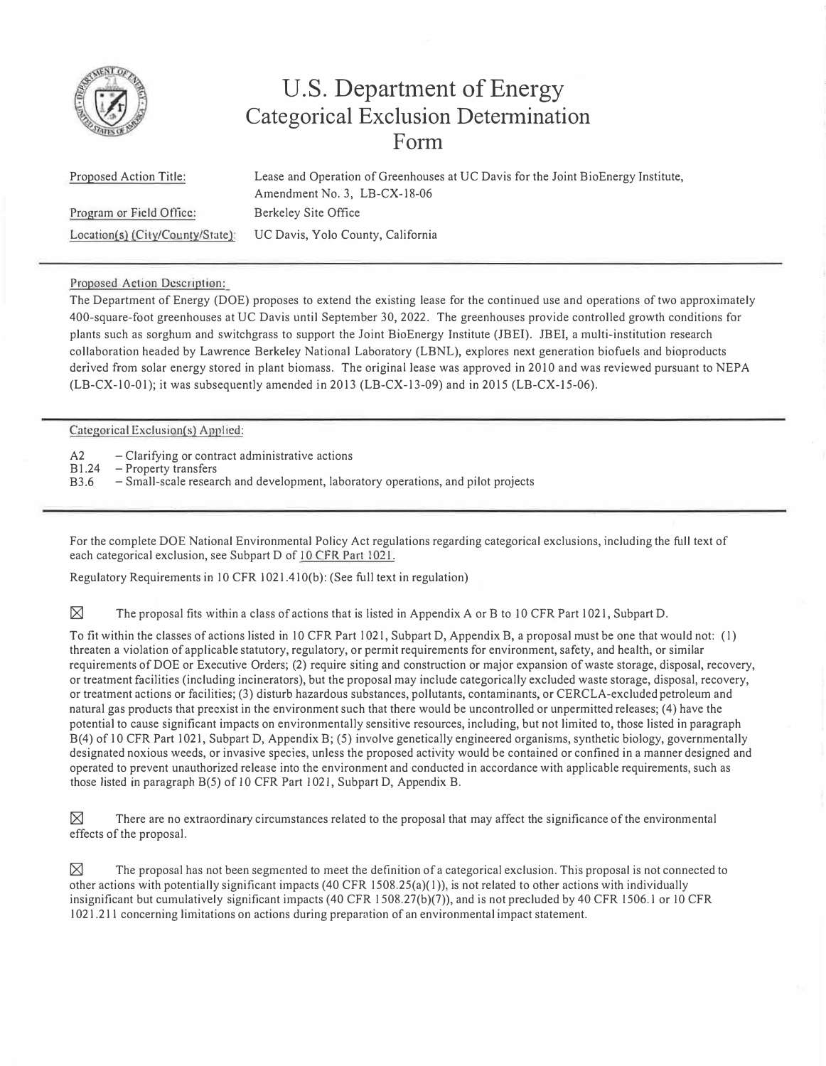# U.S. Department of Energy Categorical Exclusion Determination Form

| | |
|---|---|
| Proposed Action Title: | Lease and Operation of Greenhouses at UC Davis for the Joint BioEnergy Institute, Amendment No. 3, LB-CX-18-06 |
| Program or Field Office: | Berkeley Site Office |
| Location(s) (City/County/State): | UC Davis, Yolo County, California |

Proposed Action Description:

The Department of Energy (DOE) proposes to extend the existing lease for the continued use and operations of two approximately 400-square-foot greenhouses at UC Davis until September 30, 2022. The greenhouses provide controlled growth conditions for plants such as sorghum and switchgrass to support the Joint BioEnergy Institute (JBEI). JBEI, a multi-institution research collaboration headed by Lawrence Berkeley National Laboratory (LBNL), explores next generation biofuels and bioproducts derived from solar energy stored in plant biomass. The original lease was approved in 2010 and was reviewed pursuant to NEPA (LB-CX-10-01); it was subsequently amended in 2013 (LB-CX-13-09) and in 2015 (LB-CX-15-06).

Categorical Exclusion(s) Applied:

A2 – Clarifying or contract administrative actions
B1.24 – Property transfers
B3.6 – Small-scale research and development, laboratory operations, and pilot projects

For the complete DOE National Environmental Policy Act regulations regarding categorical exclusions, including the full text of each categorical exclusion, see Subpart D of 10 CFR Part 1021.

Regulatory Requirements in 10 CFR 1021.410(b): (See full text in regulation)

☒ The proposal fits within a class of actions that is listed in Appendix A or B to 10 CFR Part 1021, Subpart D.

To fit within the classes of actions listed in 10 CFR Part 1021, Subpart D, Appendix B, a proposal must be one that would not: (1) threaten a violation of applicable statutory, regulatory, or permit requirements for environment, safety, and health, or similar requirements of DOE or Executive Orders; (2) require siting and construction or major expansion of waste storage, disposal, recovery, or treatment facilities (including incinerators), but the proposal may include categorically excluded waste storage, disposal, recovery, or treatment actions or facilities; (3) disturb hazardous substances, pollutants, contaminants, or CERCLA-excluded petroleum and natural gas products that preexist in the environment such that there would be uncontrolled or unpermitted releases; (4) have the potential to cause significant impacts on environmentally sensitive resources, including, but not limited to, those listed in paragraph B(4) of 10 CFR Part 1021, Subpart D, Appendix B; (5) involve genetically engineered organisms, synthetic biology, governmentally designated noxious weeds, or invasive species, unless the proposed activity would be contained or confined in a manner designed and operated to prevent unauthorized release into the environment and conducted in accordance with applicable requirements, such as those listed in paragraph B(5) of 10 CFR Part 1021, Subpart D, Appendix B.

☒ There are no extraordinary circumstances related to the proposal that may affect the significance of the environmental effects of the proposal.

☒ The proposal has not been segmented to meet the definition of a categorical exclusion. This proposal is not connected to other actions with potentially significant impacts (40 CFR 1508.25(a)(1)), is not related to other actions with individually insignificant but cumulatively significant impacts (40 CFR 1508.27(b)(7)), and is not precluded by 40 CFR 1506.1 or 10 CFR 1021.211 concerning limitations on actions during preparation of an environmental impact statement.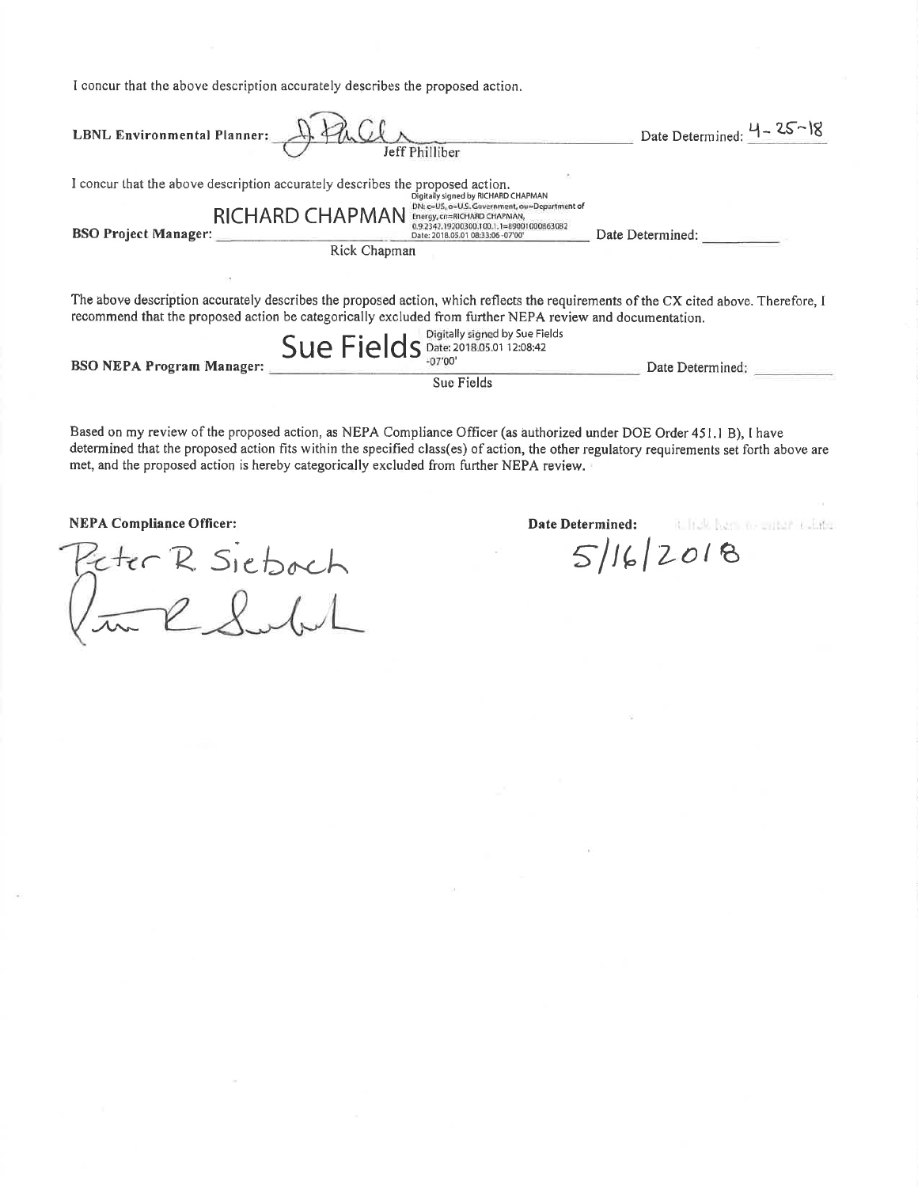I concur that the above description accurately describes the proposed action.

**LBNL Environmental Planner:** Jeff Philliber  Date Determined: 4-25-18

I concur that the above description accurately describes the proposed action.

**BSO Project Manager:** RICHARD CHAPMAN Digitally signed by RICHARD CHAPMAN DN: c=US, o=U.S. Government, ou=Department of Energy, cn=RICHARD CHAPMAN, 0.9.2342.19200300.100.1.1=89001000863082 Date: 2018.05.01 08:33:06 -07'00'  Date Determined: ________

Rick Chapman

The above description accurately describes the proposed action, which reflects the requirements of the CX cited above. Therefore, I recommend that the proposed action be categorically excluded from further NEPA review and documentation.

**BSO NEPA Program Manager:** Sue Fields Digitally signed by Sue Fields Date: 2018.05.01 12:08:42 -07'00'  Date Determined: ________

Sue Fields

Based on my review of the proposed action, as NEPA Compliance Officer (as authorized under DOE Order 451.1 B), I have determined that the proposed action fits within the specified class(es) of action, the other regulatory requirements set forth above are met, and the proposed action is hereby categorically excluded from further NEPA review.

**NEPA Compliance Officer:**

Peter R. Siebach

**Date Determined:** 5/16/2018